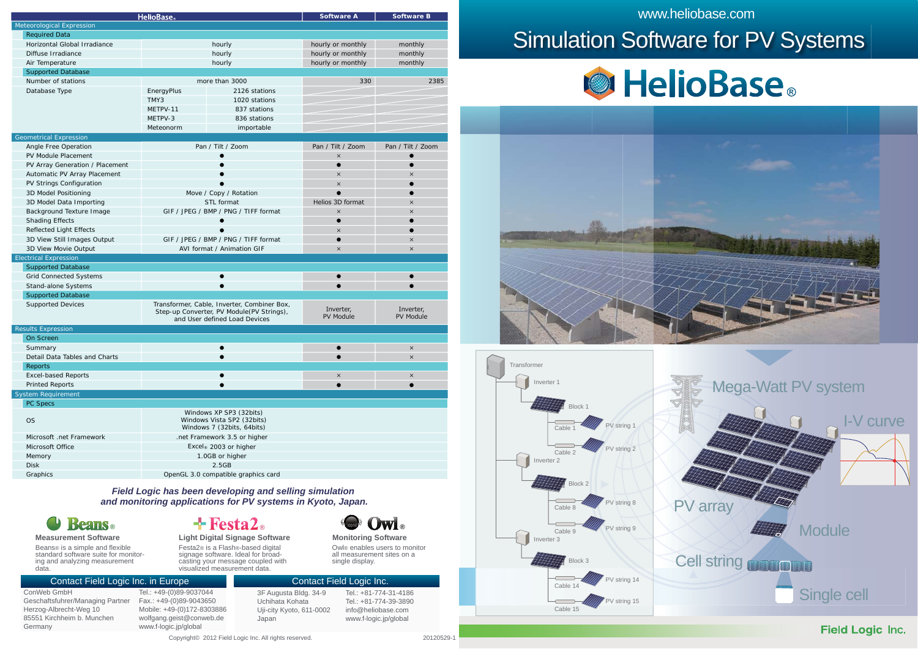# Simulation Software for PV Systems

www.heliobase.com

**HelioBase®**

| | HelioBase® | | Software A | Software B |
|---|---|---|---|---|
| **Meteorological Expression** | | | | |
| **Required Data** | | | | |
| Horizontal Global Irradiance | hourly | | hourly or monthly | monthly |
| Diffuse Irradiance | hourly | | hourly or monthly | monthly |
| Air Temperature | hourly | | hourly or monthly | monthly |
| **Supported Database** | | | | |
| Number of stations | more than 3000 | | 330 | 2385 |
| Database Type | EnergyPlus | 2126 stations | | |
| | TMY3 | 1020 stations | | |
| | METPV-11 | 837 stations | | |
| | METPV-3 | 836 stations | | |
| | Meteonorm | importable | | |
| **Geometrical Expression** | | | | |
| Angle Free Operation | Pan / Tilt / Zoom | | Pan / Tilt / Zoom | Pan / Tilt / Zoom |
| PV Module Placement | ● | | × | ● |
| PV Array Generation / Placement | ● | | ● | ● |
| Automatic PV Array Placement | ● | | × | × |
| PV Strings Configuration | ● | | × | ● |
| 3D Model Positioning | Move / Copy / Rotation | | ● | ● |
| 3D Model Data Importing | STL format | | Helios 3D format | × |
| Background Texture Image | GIF / JPEG / BMP / PNG / TIFF format | | × | × |
| Shading Effects | ● | | ● | ● |
| Reflected Light Effects | ● | | × | ● |
| 3D View Still Images Output | GIF / JPEG / BMP / PNG / TIFF format | | ● | × |
| 3D View Movie Output | AVI format / Animation GIF | | × | × |
| **Electrical Expression** | | | | |
| **Supported Database** | | | | |
| Grid Connected Systems | ● | | ● | ● |
| Stand-alone Systems | ● | | ● | ● |
| **Supported Database** | | | | |
| Supported Devices | Transformer, Cable, Inverter, Combiner Box, Step-up Converter, PV Module(PV Strings), and User defined Load Devices | | Inverter, PV Module | Inverter, PV Module |
| **Results Expression** | | | | |
| **On Screen** | | | | |
| Summary | ● | | ● | × |
| Detail Data Tables and Charts | ● | | ● | × |
| **Reports** | | | | |
| Excel-based Reports | ● | | × | × |
| Printed Reports | ● | | ● | ● |
| **System Requirement** | | | | |
| **PC Specs** | | | | |
| OS | Windows XP SP3 (32bits) Windows Vista SP2 (32bits) Windows 7 (32bits, 64bits) | | | |
| Microsoft .net Framework | .net Framework 3.5 or higher | | | |
| Microsoft Office | Excel® 2003 or higher | | | |
| Memory | 1.0GB or higher | | | |
| Disk | 2.5GB | | | |
| Graphics | OpenGL 3.0 compatible graphics card | | | |

***Field Logic has been developing and selling simulation and monitoring applications for PV systems in Kyoto, Japan.***

**Beans®**
**Measurement Software**
Beans® is a simple and flexible standard software suite for monitoring and analyzing measurement data.

**Festa2®**
**Light Digital Signage Software**
Festa2® is a Flash®-based digital signage software. Ideal for broadcasting your message coupled with visualized measurement data.

**Owl®**
**Monitoring Software**
Owl® enables users to monitor all measurement sites on a single display.

Transformer, Inverter 1, Block 1, Cable 1, PV string 1, Cable 2, PV string 2, Inverter 2, Block 2, Cable 8, PV string 8, Cable 9, PV string 9, Inverter 3, Block 3, Cable 14, PV string 14, Cable 15, PV string 15

Mega-Watt PV system, I-V curve, PV array, Module, Cell string, Single cell

## Contact Field Logic Inc. in Europe

ConWeb GmbH
Geschaftsfuhrer/Managing Partner
Herzog-Albrecht-Weg 10
85551 Kirchheim b. Munchen
Germany

Tel.: +49-(0)89-9037044
Fax.: +49-(0)89-9043650
Mobile: +49-(0)172-8303886
wolfgang.geist@conweb.de
www.f-logic.jp/global

## Contact Field Logic Inc.

3F Augusta Bldg. 34-9
Uchihata Kohata
Uji-city Kyoto, 611-0002
Japan

Tel.: +81-774-31-4186
Fax.: +81-774-39-3890
info@heliobase.com
www.f-logic.jp/global

Copyright© 2012 Field Logic Inc. All rights reserved.

20120529-1

**Field Logic Inc.**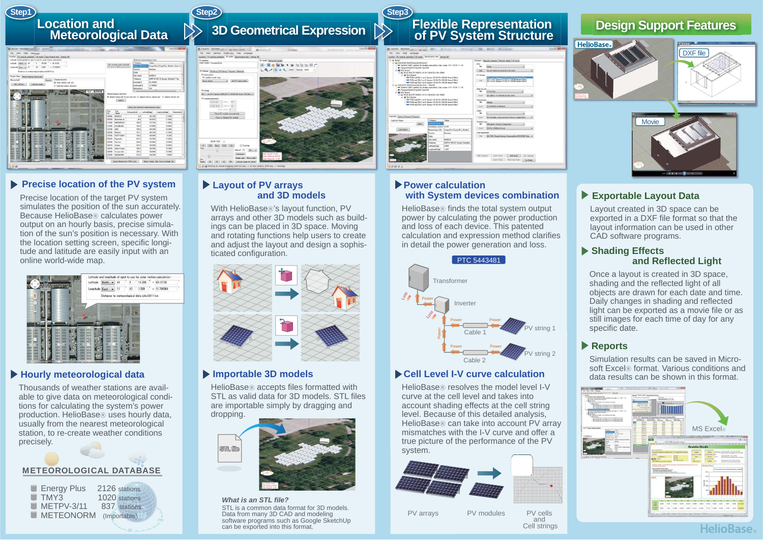# Step1 Location and Meteorological Data

# Step2 3D Geometrical Expression

# Step3 Flexible Representation of PV System Structure

# Design Support Features

## Precise location of the PV system

Precise location of the target PV system simulates the position of the sun accurately. Because HelioBase® calculates power output on an hourly basis, precise simulation of the sun's position is necessary. With the location setting screen, specific longitude and latitude are easily input with an online world-wide map.

## Hourly meteorological data

Thousands of weather stations are available to give data on meteorological conditions for calculating the system's power production. HelioBase® uses hourly data, usually from the nearest meteorological station, to re-create weather conditions precisely.

METEOROLOGICAL DATABASE

| | |
|---|---|
| Energy Plus | 2126 stations |
| TMY3 | 1020 stations |
| METPV-3/11 | 837 stations |
| METEONORM | (Importable) |

## Layout of PV arrays and 3D models

With HelioBase®'s layout function, PV arrays and other 3D models such as buildings can be placed in 3D space. Moving and rotating functions help users to create and adjust the layout and design a sophisticated configuration.

## Importable 3D models

HelioBase® accepts files formatted with STL as valid data for 3D models. STL files are importable simply by dragging and dropping.

STL file

***What is an STL file?***

STL is a common data format for 3D models. Data from many 3D CAD and modeling software programs such as Google SketchUp can be exported into this format.

## Power calculation with System devices combination

HelioBase® finds the total system output power by calculating the power production and loss of each device. This patented calculation and expression method clarifies in detail the power generation and loss.

PTC 5443481

Transformer
Inverter
Power
Loss
Cable 1
Cable 2
PV string 1
PV string 2

## Cell Level I-V curve calculation

HelioBase® resolves the model level I-V curve at the cell level and takes into account shading effects at the cell string level. Because of this detailed analysis, HelioBase® can take into account PV array mismatches with the I-V curve and offer a true picture of the performance of the PV system.

PV arrays
PV modules
PV cells and Cell strings

## Exportable Layout Data

Layout created in 3D space can be exported in a DXF file format so that the layout information can be used in other CAD software programs.

## Shading Effects and Reflected Light

Once a layout is created in 3D space, shading and the reflected light of all objects are drawn for each date and time. Daily changes in shading and reflected light can be exported as a movie file or as still images for each time of day for any specific date.

## Reports

Simulation results can be saved in Microsoft Excel® format. Various conditions and data results can be shown in this format.

MS Excel®

HelioBase®